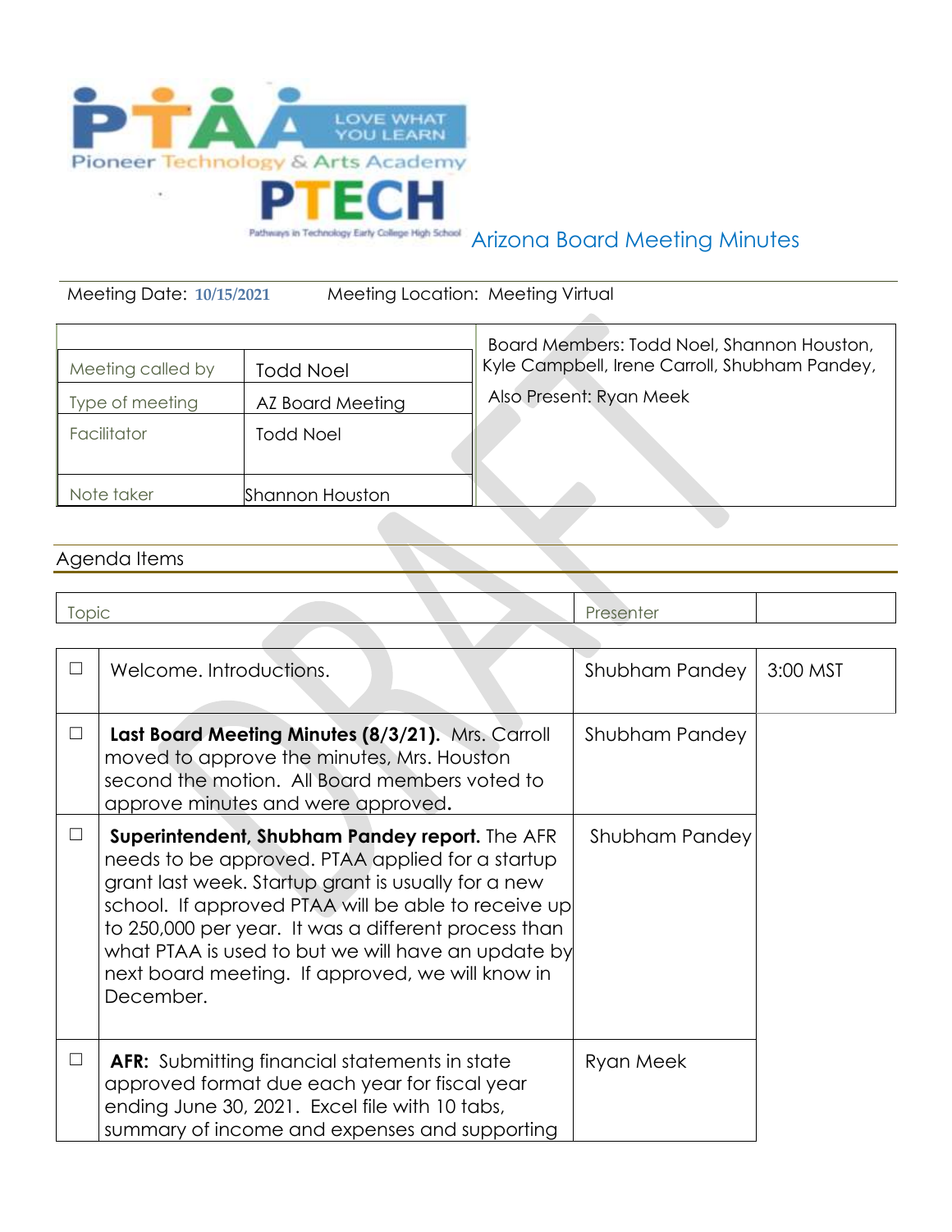# Arizona Board Meeting Minutes

Meeting Date: **10/15/2021** Meeting Location: Meeting Virtual

| | |
|---|---|
| Meeting called by | Todd Noel |
| Type of meeting | AZ Board Meeting |
| Facilitator | Todd Noel |
| Note taker | Shannon Houston |

Board Members: Todd Noel, Shannon Houston, Kyle Campbell, Irene Carroll, Shubham Pandey,

Also Present: Ryan Meek

## Agenda Items

| | Topic | Presenter | |
|---|---|---|---|
| ☐ | Welcome. Introductions. | Shubham Pandey | 3:00 MST |
| ☐ | **Last Board Meeting Minutes (8/3/21).** Mrs. Carroll moved to approve the minutes, Mrs. Houston second the motion. All Board members voted to approve minutes and were approved. | Shubham Pandey | |
| ☐ | **Superintendent, Shubham Pandey report.** The AFR needs to be approved. PTAA applied for a startup grant last week. Startup grant is usually for a new school. If approved PTAA will be able to receive up to 250,000 per year. It was a different process than what PTAA is used to but we will have an update by next board meeting. If approved, we will know in December. | Shubham Pandey | |
| ☐ | **AFR:** Submitting financial statements in state approved format due each year for fiscal year ending June 30, 2021. Excel file with 10 tabs, summary of income and expenses and supporting | Ryan Meek | |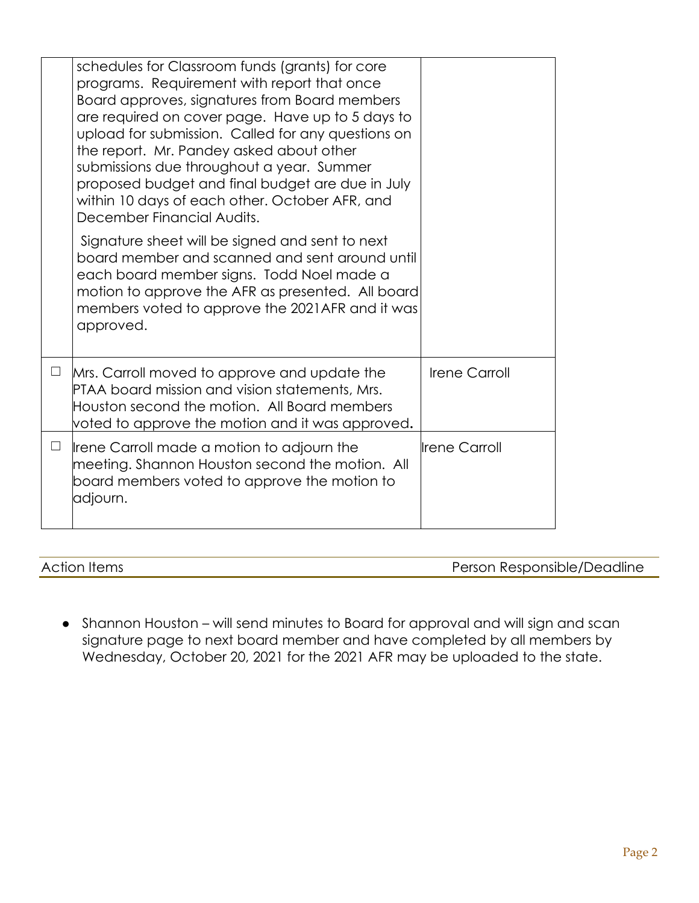| | | |
|---|---|---|
| | schedules for Classroom funds (grants) for core programs. Requirement with report that once Board approves, signatures from Board members are required on cover page. Have up to 5 days to upload for submission. Called for any questions on the report. Mr. Pandey asked about other submissions due throughout a year. Summer proposed budget and final budget are due in July within 10 days of each other. October AFR, and December Financial Audits.<br><br>Signature sheet will be signed and sent to next board member and scanned and sent around until each board member signs. Todd Noel made a motion to approve the AFR as presented. All board members voted to approve the 2021AFR and it was approved. | |
| ☐ | Mrs. Carroll moved to approve and update the PTAA board mission and vision statements, Mrs. Houston second the motion. All Board members voted to approve the motion and it was approved. | Irene Carroll |
| ☐ | Irene Carroll made a motion to adjourn the meeting. Shannon Houston second the motion. All board members voted to approve the motion to adjourn. | Irene Carroll |

| Action Items | Person Responsible/Deadline |
|---|---|

- Shannon Houston – will send minutes to Board for approval and will sign and scan signature page to next board member and have completed by all members by Wednesday, October 20, 2021 for the 2021 AFR may be uploaded to the state.